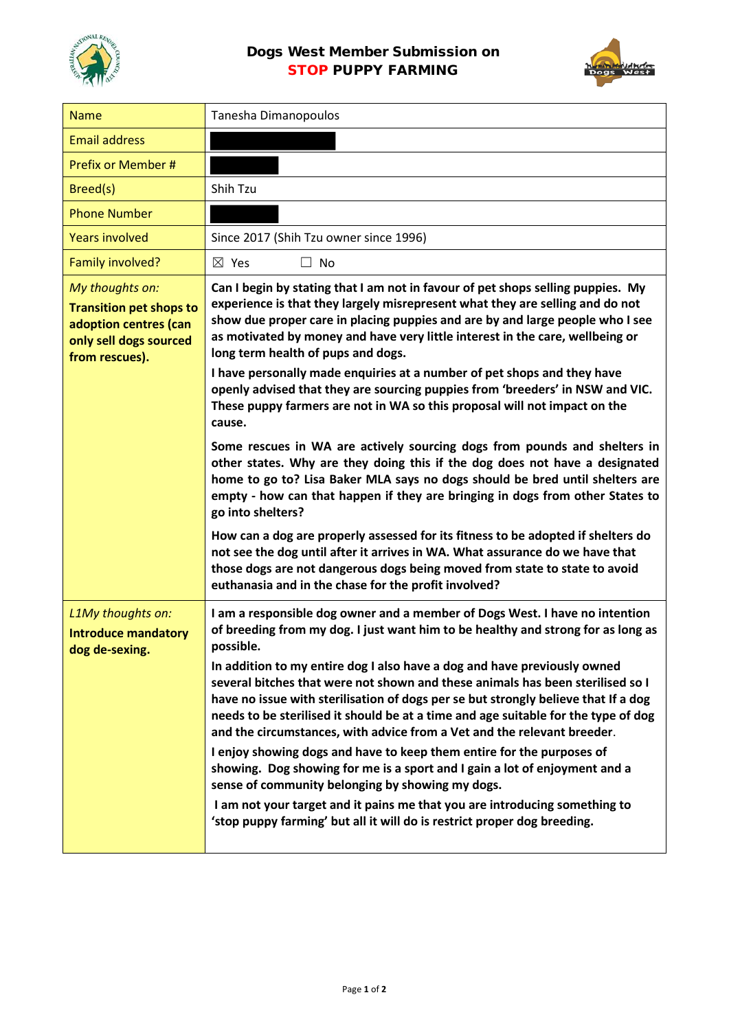# Dogs West Member Submission on
# STOP PUPPY FARMING

| Name | Tanesha Dimanopoulos |
|---|---|
| Email address | |
| Prefix or Member # | |
| Breed(s) | Shih Tzu |
| Phone Number | |
| Years involved | Since 2017 (Shih Tzu owner since 1996) |
| Family involved? | ☒ Yes ☐ No |
| *My thoughts on:* **Transition pet shops to adoption centres (can only sell dogs sourced from rescues).** | **Can I begin by stating that I am not in favour of pet shops selling puppies. My experience is that they largely misrepresent what they are selling and do not show due proper care in placing puppies and are by and large people who I see as motivated by money and have very little interest in the care, wellbeing or long term health of pups and dogs.**<br><br>**I have personally made enquiries at a number of pet shops and they have openly advised that they are sourcing puppies from 'breeders' in NSW and VIC. These puppy farmers are not in WA so this proposal will not impact on the cause.**<br><br>**Some rescues in WA are actively sourcing dogs from pounds and shelters in other states. Why are they doing this if the dog does not have a designated home to go to? Lisa Baker MLA says no dogs should be bred until shelters are empty - how can that happen if they are bringing in dogs from other States to go into shelters?**<br><br>**How can a dog are properly assessed for its fitness to be adopted if shelters do not see the dog until after it arrives in WA. What assurance do we have that those dogs are not dangerous dogs being moved from state to state to avoid euthanasia and in the chase for the profit involved?** |
| *L1My thoughts on:* **Introduce mandatory dog de-sexing.** | **I am a responsible dog owner and a member of Dogs West. I have no intention of breeding from my dog. I just want him to be healthy and strong for as long as possible.**<br><br>**In addition to my entire dog I also have a dog and have previously owned several bitches that were not shown and these animals has been sterilised so I have no issue with sterilisation of dogs per se but strongly believe that If a dog needs to be sterilised it should be at a time and age suitable for the type of dog and the circumstances, with advice from a Vet and the relevant breeder.**<br><br>**I enjoy showing dogs and have to keep them entire for the purposes of showing. Dog showing for me is a sport and I gain a lot of enjoyment and a sense of community belonging by showing my dogs.**<br><br>**I am not your target and it pains me that you are introducing something to 'stop puppy farming' but all it will do is restrict proper dog breeding.** |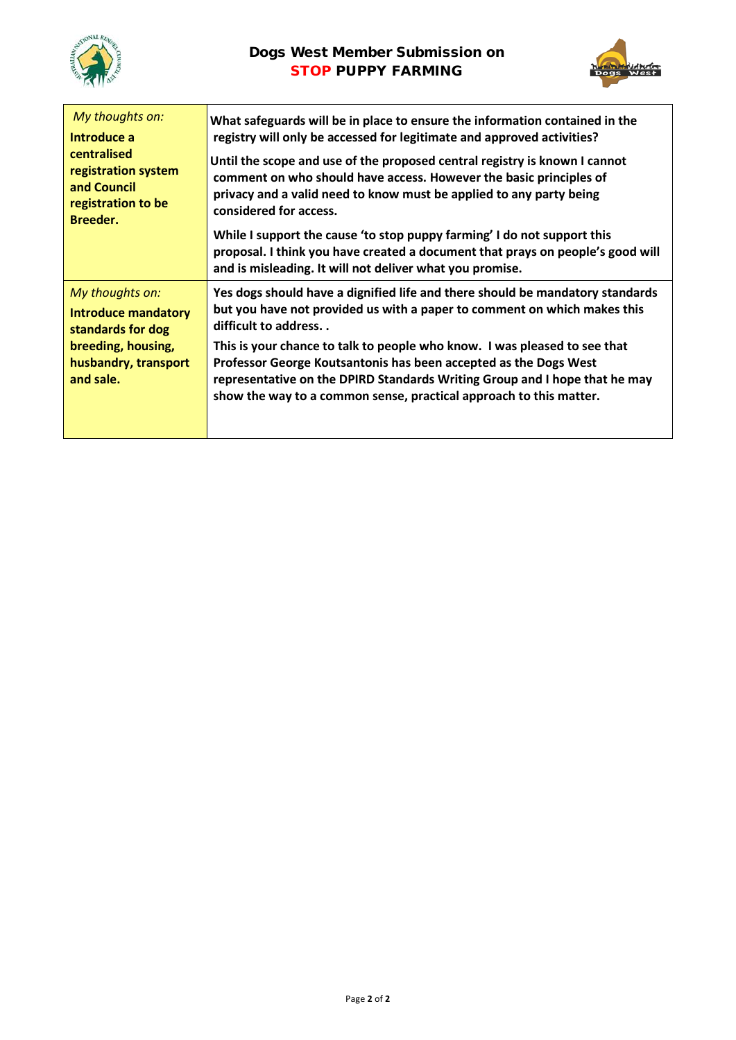# Dogs West Member Submission on STOP PUPPY FARMING

| | |
|---|---|
| *My thoughts on:* **Introduce a centralised registration system and Council registration to be Breeder.** | **What safeguards will be in place to ensure the information contained in the registry will only be accessed for legitimate and approved activities?** **Until the scope and use of the proposed central registry is known I cannot comment on who should have access. However the basic principles of privacy and a valid need to know must be applied to any party being considered for access.** **While I support the cause 'to stop puppy farming' I do not support this proposal. I think you have created a document that prays on people's good will and is misleading. It will not deliver what you promise.** |
| *My thoughts on:* **Introduce mandatory standards for dog breeding, housing, husbandry, transport and sale.** | **Yes dogs should have a dignified life and there should be mandatory standards but you have not provided us with a paper to comment on which makes this difficult to address. .** **This is your chance to talk to people who know. I was pleased to see that Professor George Koutsantonis has been accepted as the Dogs West representative on the DPIRD Standards Writing Group and I hope that he may show the way to a common sense, practical approach to this matter.** |